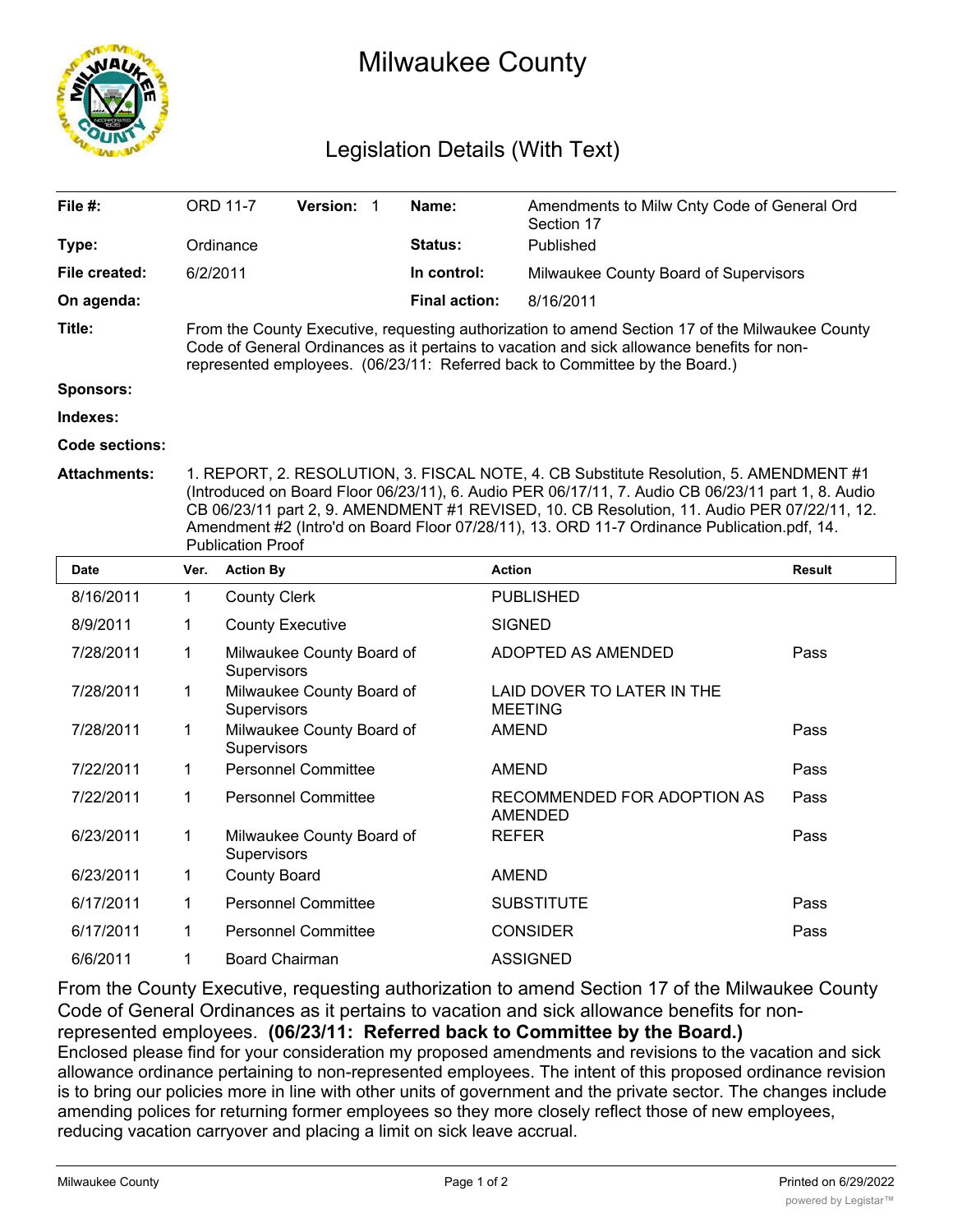# Milwaukee County

## Legislation Details (With Text)

| | | | | | |
|---|---|---|---|---|---|
| **File #:** | ORD 11-7 | **Version:** 1 | **Name:** | Amendments to Milw Cnty Code of General Ord Section 17 | |
| **Type:** | Ordinance | | **Status:** | Published | |
| **File created:** | 6/2/2011 | | **In control:** | Milwaukee County Board of Supervisors | |
| **On agenda:** | | | **Final action:** | 8/16/2011 | |

**Title:** From the County Executive, requesting authorization to amend Section 17 of the Milwaukee County Code of General Ordinances as it pertains to vacation and sick allowance benefits for non-represented employees. (06/23/11: Referred back to Committee by the Board.)

**Sponsors:**

**Indexes:**

**Code sections:**

**Attachments:** 1. REPORT, 2. RESOLUTION, 3. FISCAL NOTE, 4. CB Substitute Resolution, 5. AMENDMENT #1 (Introduced on Board Floor 06/23/11), 6. Audio PER 06/17/11, 7. Audio CB 06/23/11 part 1, 8. Audio CB 06/23/11 part 2, 9. AMENDMENT #1 REVISED, 10. CB Resolution, 11. Audio PER 07/22/11, 12. Amendment #2 (Intro'd on Board Floor 07/28/11), 13. ORD 11-7 Ordinance Publication.pdf, 14. Publication Proof

| Date | Ver. | Action By | Action | Result |
|---|---|---|---|---|
| 8/16/2011 | 1 | County Clerk | PUBLISHED | |
| 8/9/2011 | 1 | County Executive | SIGNED | |
| 7/28/2011 | 1 | Milwaukee County Board of Supervisors | ADOPTED AS AMENDED | Pass |
| 7/28/2011 | 1 | Milwaukee County Board of Supervisors | LAID DOVER TO LATER IN THE MEETING | |
| 7/28/2011 | 1 | Milwaukee County Board of Supervisors | AMEND | Pass |
| 7/22/2011 | 1 | Personnel Committee | AMEND | Pass |
| 7/22/2011 | 1 | Personnel Committee | RECOMMENDED FOR ADOPTION AS AMENDED | Pass |
| 6/23/2011 | 1 | Milwaukee County Board of Supervisors | REFER | Pass |
| 6/23/2011 | 1 | County Board | AMEND | |
| 6/17/2011 | 1 | Personnel Committee | SUBSTITUTE | Pass |
| 6/17/2011 | 1 | Personnel Committee | CONSIDER | Pass |
| 6/6/2011 | 1 | Board Chairman | ASSIGNED | |

From the County Executive, requesting authorization to amend Section 17 of the Milwaukee County Code of General Ordinances as it pertains to vacation and sick allowance benefits for non-represented employees. **(06/23/11: Referred back to Committee by the Board.)**

Enclosed please find for your consideration my proposed amendments and revisions to the vacation and sick allowance ordinance pertaining to non-represented employees. The intent of this proposed ordinance revision is to bring our policies more in line with other units of government and the private sector. The changes include amending polices for returning former employees so they more closely reflect those of new employees, reducing vacation carryover and placing a limit on sick leave accrual.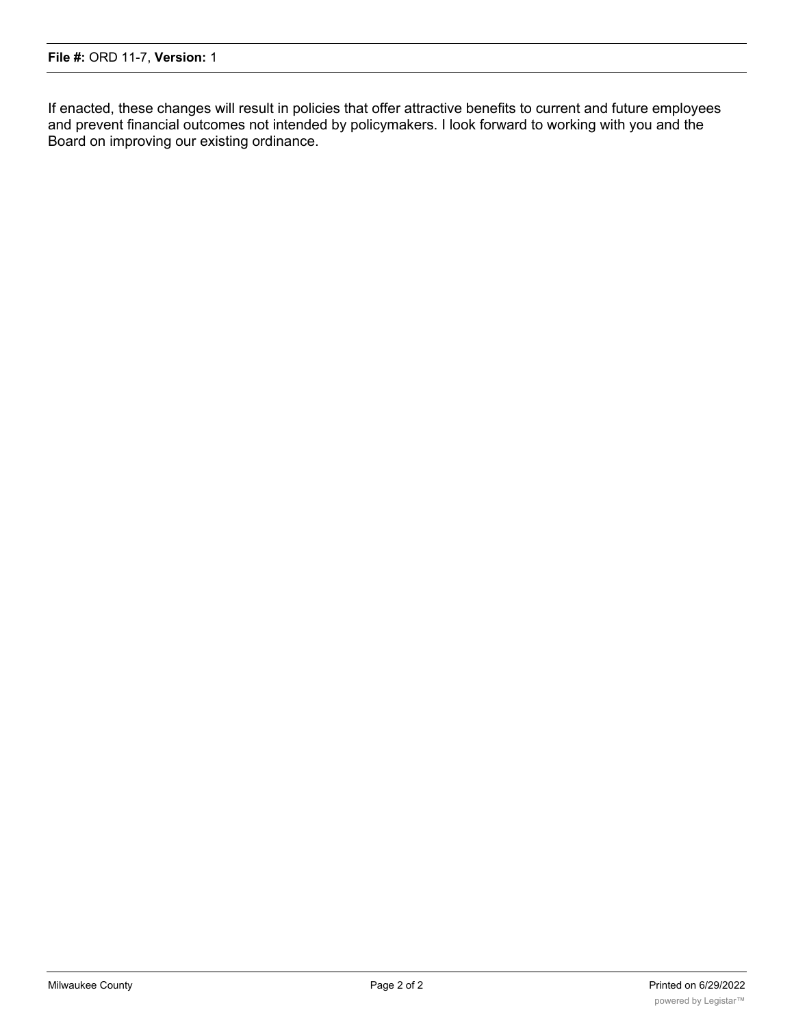If enacted, these changes will result in policies that offer attractive benefits to current and future employees and prevent financial outcomes not intended by policymakers. I look forward to working with you and the Board on improving our existing ordinance.